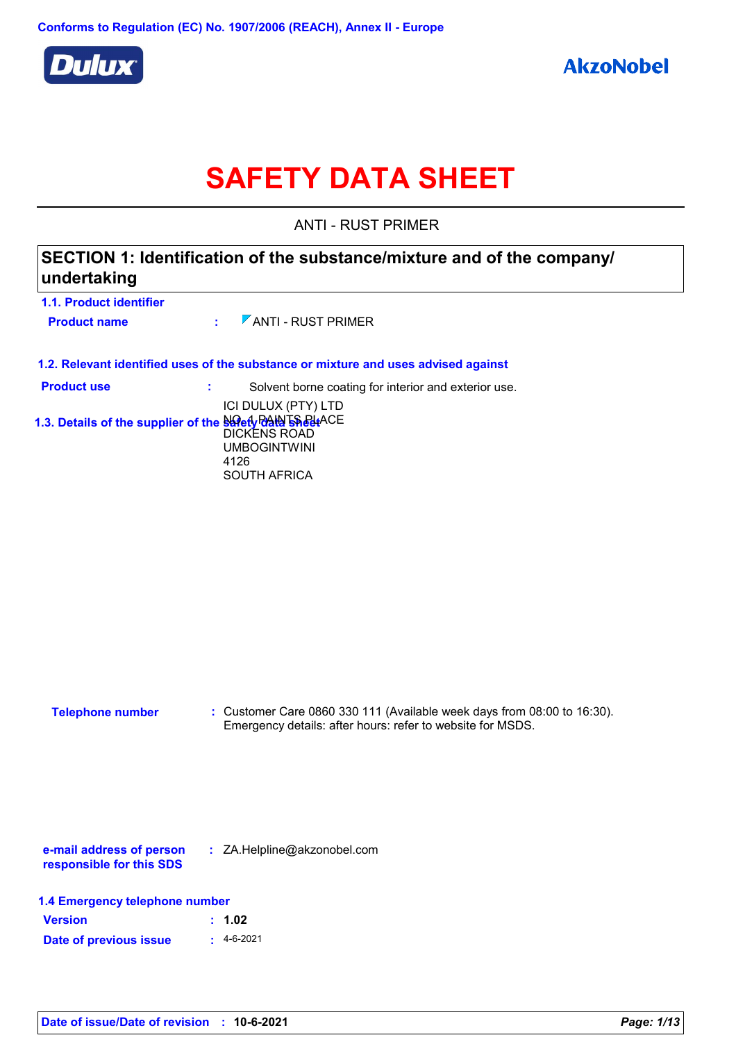Conforms to Regulation (EC) No. 1907/2006 (REACH), Annex II - Europe

Dulux

AkzoNobel

# SAFETY DATA SHEET

ANTI - RUST PRIMER

## SECTION 1: Identification of the substance/mixture and of the company/undertaking

### 1.1. Product identifier

**Product name** : ANTI - RUST PRIMER

### 1.2. Relevant identified uses of the substance or mixture and uses advised against

**Product use** : Solvent borne coating for interior and exterior use.

### 1.3. Details of the supplier of the safety data sheet

ICI DULUX (PTY) LTD
NO. 1 PAINTS PLACE
DICKENS ROAD
UMBOGINTWINI
4126
SOUTH AFRICA

**Telephone number** : Customer Care 0860 330 111 (Available week days from 08:00 to 16:30).
Emergency details: after hours: refer to website for MSDS.

**e-mail address of person responsible for this SDS** : ZA.Helpline@akzonobel.com

### 1.4 Emergency telephone number

**Version** : 1.02

**Date of previous issue** : 4-6-2021

**Date of issue/Date of revision** : 10-6-2021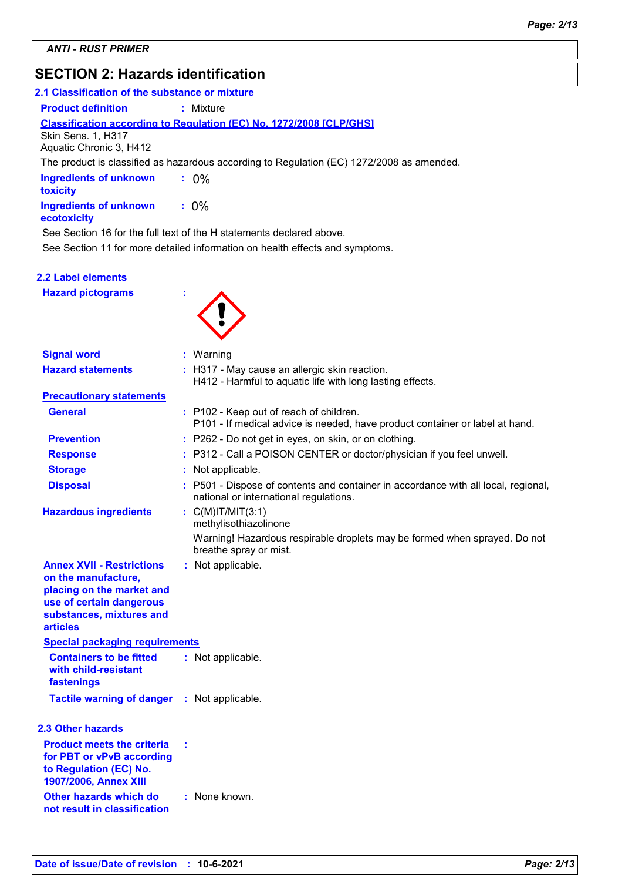## SECTION 2: Hazards identification

### 2.1 Classification of the substance or mixture

**Product definition** : Mixture

**Classification according to Regulation (EC) No. 1272/2008 [CLP/GHS]**

Skin Sens. 1, H317
Aquatic Chronic 3, H412

The product is classified as hazardous according to Regulation (EC) 1272/2008 as amended.

**Ingredients of unknown toxicity** : 0%

**Ingredients of unknown ecotoxicity** : 0%

See Section 16 for the full text of the H statements declared above.

See Section 11 for more detailed information on health effects and symptoms.

### 2.2 Label elements

**Hazard pictograms** :

**Signal word** : Warning

**Hazard statements** : H317 - May cause an allergic skin reaction.
H412 - Harmful to aquatic life with long lasting effects.

**Precautionary statements**

**General** : P102 - Keep out of reach of children.
P101 - If medical advice is needed, have product container or label at hand.

**Prevention** : P262 - Do not get in eyes, on skin, or on clothing.

**Response** : P312 - Call a POISON CENTER or doctor/physician if you feel unwell.

**Storage** : Not applicable.

**Disposal** : P501 - Dispose of contents and container in accordance with all local, regional, national or international regulations.

**Hazardous ingredients** : C(M)IT/MIT(3:1)
methylisothiazolinone

Warning! Hazardous respirable droplets may be formed when sprayed. Do not breathe spray or mist.

**Annex XVII - Restrictions on the manufacture, placing on the market and use of certain dangerous substances, mixtures and articles** : Not applicable.

**Special packaging requirements**

**Containers to be fitted with child-resistant fastenings** : Not applicable.

**Tactile warning of danger** : Not applicable.

### 2.3 Other hazards

**Product meets the criteria for PBT or vPvB according to Regulation (EC) No. 1907/2006, Annex XIII** :

**Other hazards which do not result in classification** : None known.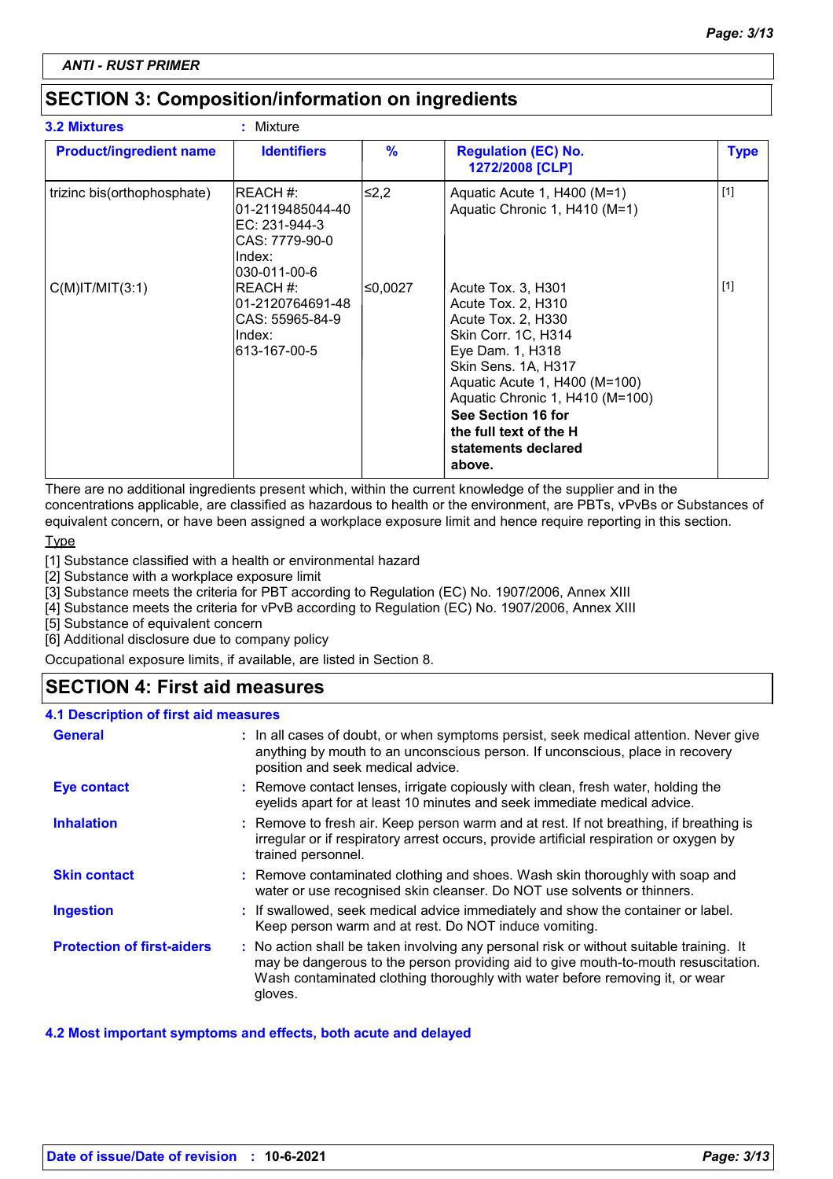**ANTI - RUST PRIMER**

## SECTION 3: Composition/information on ingredients

**3.2 Mixtures** : Mixture

| Product/ingredient name | Identifiers | % | Regulation (EC) No. 1272/2008 [CLP] | Type |
|---|---|---|---|---|
| trizinc bis(orthophosphate) | REACH #: 01-2119485044-40<br>EC: 231-944-3<br>CAS: 7779-90-0<br>Index: 030-011-00-6 | ≤2,2 | Aquatic Acute 1, H400 (M=1)<br>Aquatic Chronic 1, H410 (M=1) | [1] |
| C(M)IT/MIT(3:1) | REACH #: 01-2120764691-48<br>CAS: 55965-84-9<br>Index: 613-167-00-5 | ≤0,0027 | Acute Tox. 3, H301<br>Acute Tox. 2, H310<br>Acute Tox. 2, H330<br>Skin Corr. 1C, H314<br>Eye Dam. 1, H318<br>Skin Sens. 1A, H317<br>Aquatic Acute 1, H400 (M=100)<br>Aquatic Chronic 1, H410 (M=100)<br>**See Section 16 for the full text of the H statements declared above.** | [1] |

There are no additional ingredients present which, within the current knowledge of the supplier and in the concentrations applicable, are classified as hazardous to health or the environment, are PBTs, vPvBs or Substances of equivalent concern, or have been assigned a workplace exposure limit and hence require reporting in this section.

Type

[1] Substance classified with a health or environmental hazard
[2] Substance with a workplace exposure limit
[3] Substance meets the criteria for PBT according to Regulation (EC) No. 1907/2006, Annex XIII
[4] Substance meets the criteria for vPvB according to Regulation (EC) No. 1907/2006, Annex XIII
[5] Substance of equivalent concern
[6] Additional disclosure due to company policy

Occupational exposure limits, if available, are listed in Section 8.

## SECTION 4: First aid measures

### 4.1 Description of first aid measures

**General** : In all cases of doubt, or when symptoms persist, seek medical attention. Never give anything by mouth to an unconscious person. If unconscious, place in recovery position and seek medical advice.

**Eye contact** : Remove contact lenses, irrigate copiously with clean, fresh water, holding the eyelids apart for at least 10 minutes and seek immediate medical advice.

**Inhalation** : Remove to fresh air. Keep person warm and at rest. If not breathing, if breathing is irregular or if respiratory arrest occurs, provide artificial respiration or oxygen by trained personnel.

**Skin contact** : Remove contaminated clothing and shoes. Wash skin thoroughly with soap and water or use recognised skin cleanser. Do NOT use solvents or thinners.

**Ingestion** : If swallowed, seek medical advice immediately and show the container or label. Keep person warm and at rest. Do NOT induce vomiting.

**Protection of first-aiders** : No action shall be taken involving any personal risk or without suitable training. It may be dangerous to the person providing aid to give mouth-to-mouth resuscitation. Wash contaminated clothing thoroughly with water before removing it, or wear gloves.

### 4.2 Most important symptoms and effects, both acute and delayed

**Date of issue/Date of revision** : **10-6-2021**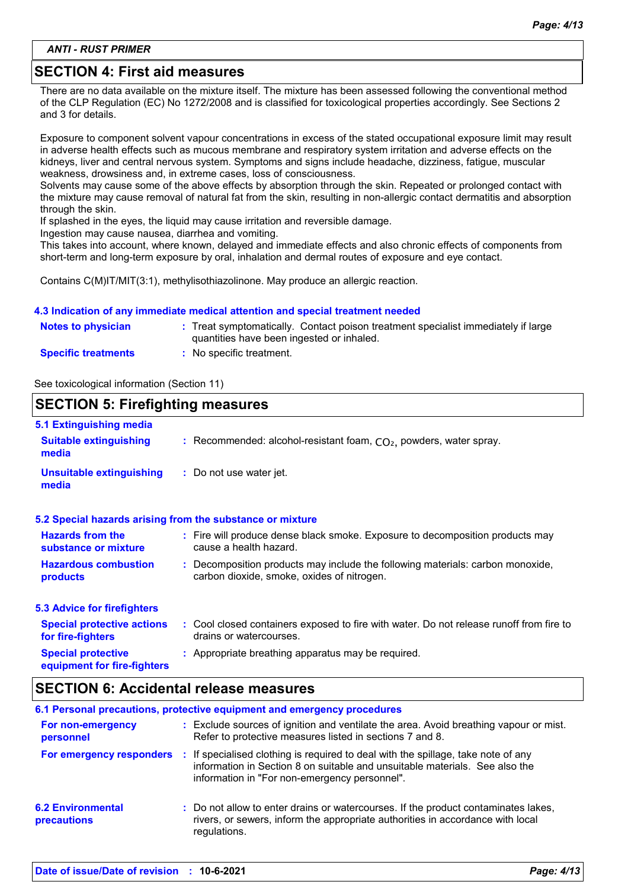## SECTION 4: First aid measures

There are no data available on the mixture itself. The mixture has been assessed following the conventional method of the CLP Regulation (EC) No 1272/2008 and is classified for toxicological properties accordingly. See Sections 2 and 3 for details.

Exposure to component solvent vapour concentrations in excess of the stated occupational exposure limit may result in adverse health effects such as mucous membrane and respiratory system irritation and adverse effects on the kidneys, liver and central nervous system. Symptoms and signs include headache, dizziness, fatigue, muscular weakness, drowsiness and, in extreme cases, loss of consciousness.
Solvents may cause some of the above effects by absorption through the skin. Repeated or prolonged contact with the mixture may cause removal of natural fat from the skin, resulting in non-allergic contact dermatitis and absorption through the skin.
If splashed in the eyes, the liquid may cause irritation and reversible damage.
Ingestion may cause nausea, diarrhea and vomiting.
This takes into account, where known, delayed and immediate effects and also chronic effects of components from short-term and long-term exposure by oral, inhalation and dermal routes of exposure and eye contact.

Contains C(M)IT/MIT(3:1), methylisothiazolinone. May produce an allergic reaction.

### 4.3 Indication of any immediate medical attention and special treatment needed

**Notes to physician** : Treat symptomatically. Contact poison treatment specialist immediately if large quantities have been ingested or inhaled.

**Specific treatments** : No specific treatment.

See toxicological information (Section 11)

## SECTION 5: Firefighting measures

### 5.1 Extinguishing media

**Suitable extinguishing media** : Recommended: alcohol-resistant foam, $CO_2$, powders, water spray.

**Unsuitable extinguishing media** : Do not use water jet.

### 5.2 Special hazards arising from the substance or mixture

**Hazards from the substance or mixture** : Fire will produce dense black smoke. Exposure to decomposition products may cause a health hazard.

**Hazardous combustion products** : Decomposition products may include the following materials: carbon monoxide, carbon dioxide, smoke, oxides of nitrogen.

### 5.3 Advice for firefighters

**Special protective actions for fire-fighters** : Cool closed containers exposed to fire with water. Do not release runoff from fire to drains or watercourses.

**Special protective equipment for fire-fighters** : Appropriate breathing apparatus may be required.

## SECTION 6: Accidental release measures

### 6.1 Personal precautions, protective equipment and emergency procedures

**For non-emergency personnel** : Exclude sources of ignition and ventilate the area. Avoid breathing vapour or mist. Refer to protective measures listed in sections 7 and 8.

**For emergency responders** : If specialised clothing is required to deal with the spillage, take note of any information in Section 8 on suitable and unsuitable materials. See also the information in "For non-emergency personnel".

**6.2 Environmental precautions** : Do not allow to enter drains or watercourses. If the product contaminates lakes, rivers, or sewers, inform the appropriate authorities in accordance with local regulations.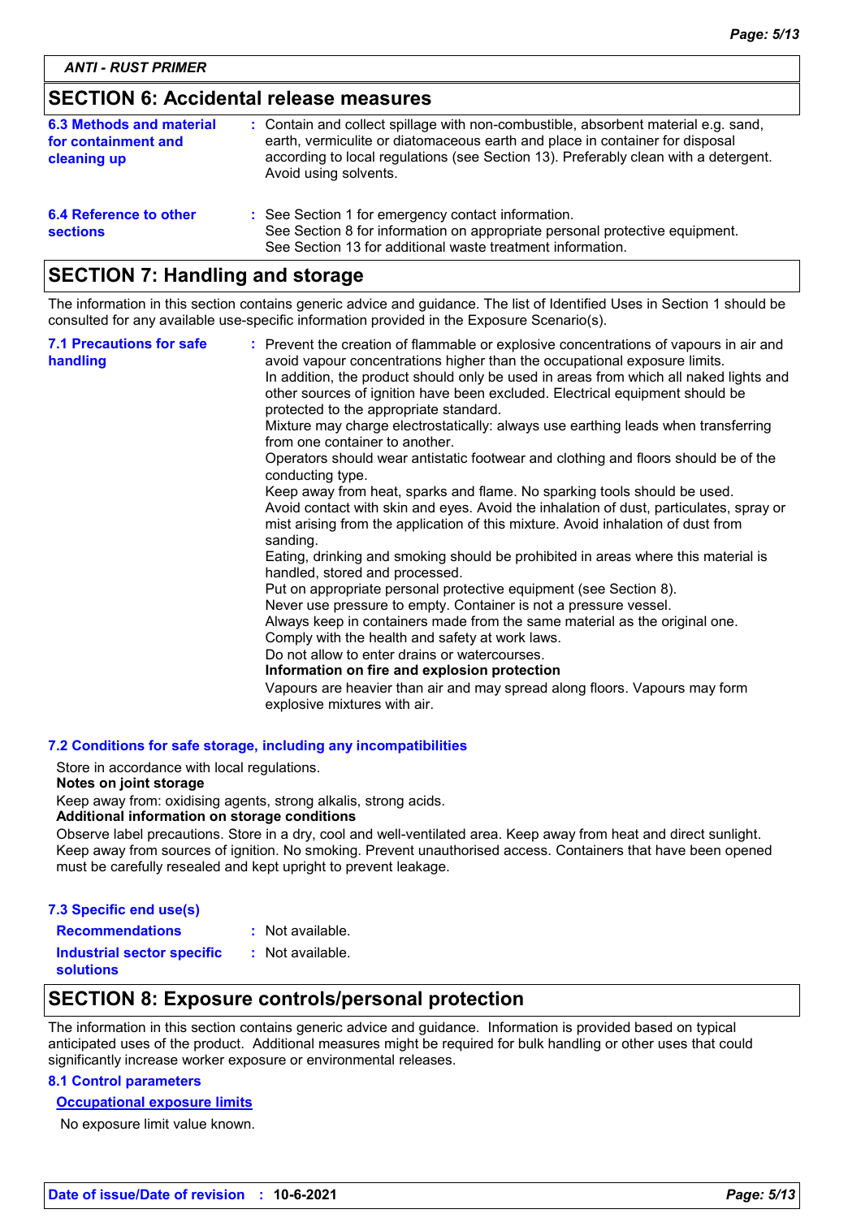## SECTION 6: Accidental release measures

**6.3 Methods and material for containment and cleaning up** : Contain and collect spillage with non-combustible, absorbent material e.g. sand, earth, vermiculite or diatomaceous earth and place in container for disposal according to local regulations (see Section 13). Preferably clean with a detergent. Avoid using solvents.

**6.4 Reference to other sections** : See Section 1 for emergency contact information.
See Section 8 for information on appropriate personal protective equipment.
See Section 13 for additional waste treatment information.

## SECTION 7: Handling and storage

The information in this section contains generic advice and guidance. The list of Identified Uses in Section 1 should be consulted for any available use-specific information provided in the Exposure Scenario(s).

**7.1 Precautions for safe handling** : Prevent the creation of flammable or explosive concentrations of vapours in air and avoid vapour concentrations higher than the occupational exposure limits.
In addition, the product should only be used in areas from which all naked lights and other sources of ignition have been excluded. Electrical equipment should be protected to the appropriate standard.
Mixture may charge electrostatically: always use earthing leads when transferring from one container to another.
Operators should wear antistatic footwear and clothing and floors should be of the conducting type.
Keep away from heat, sparks and flame. No sparking tools should be used.
Avoid contact with skin and eyes. Avoid the inhalation of dust, particulates, spray or mist arising from the application of this mixture. Avoid inhalation of dust from sanding.
Eating, drinking and smoking should be prohibited in areas where this material is handled, stored and processed.
Put on appropriate personal protective equipment (see Section 8).
Never use pressure to empty. Container is not a pressure vessel.
Always keep in containers made from the same material as the original one.
Comply with the health and safety at work laws.
Do not allow to enter drains or watercourses.
**Information on fire and explosion protection**
Vapours are heavier than air and may spread along floors. Vapours may form explosive mixtures with air.

**7.2 Conditions for safe storage, including any incompatibilities**

Store in accordance with local regulations.
**Notes on joint storage**
Keep away from: oxidising agents, strong alkalis, strong acids.
**Additional information on storage conditions**
Observe label precautions. Store in a dry, cool and well-ventilated area. Keep away from heat and direct sunlight. Keep away from sources of ignition. No smoking. Prevent unauthorised access. Containers that have been opened must be carefully resealed and kept upright to prevent leakage.

**7.3 Specific end use(s)**

**Recommendations** : Not available.

**Industrial sector specific solutions** : Not available.

## SECTION 8: Exposure controls/personal protection

The information in this section contains generic advice and guidance. Information is provided based on typical anticipated uses of the product. Additional measures might be required for bulk handling or other uses that could significantly increase worker exposure or environmental releases.

**8.1 Control parameters**

**Occupational exposure limits**

No exposure limit value known.

**Date of issue/Date of revision** : **10-6-2021**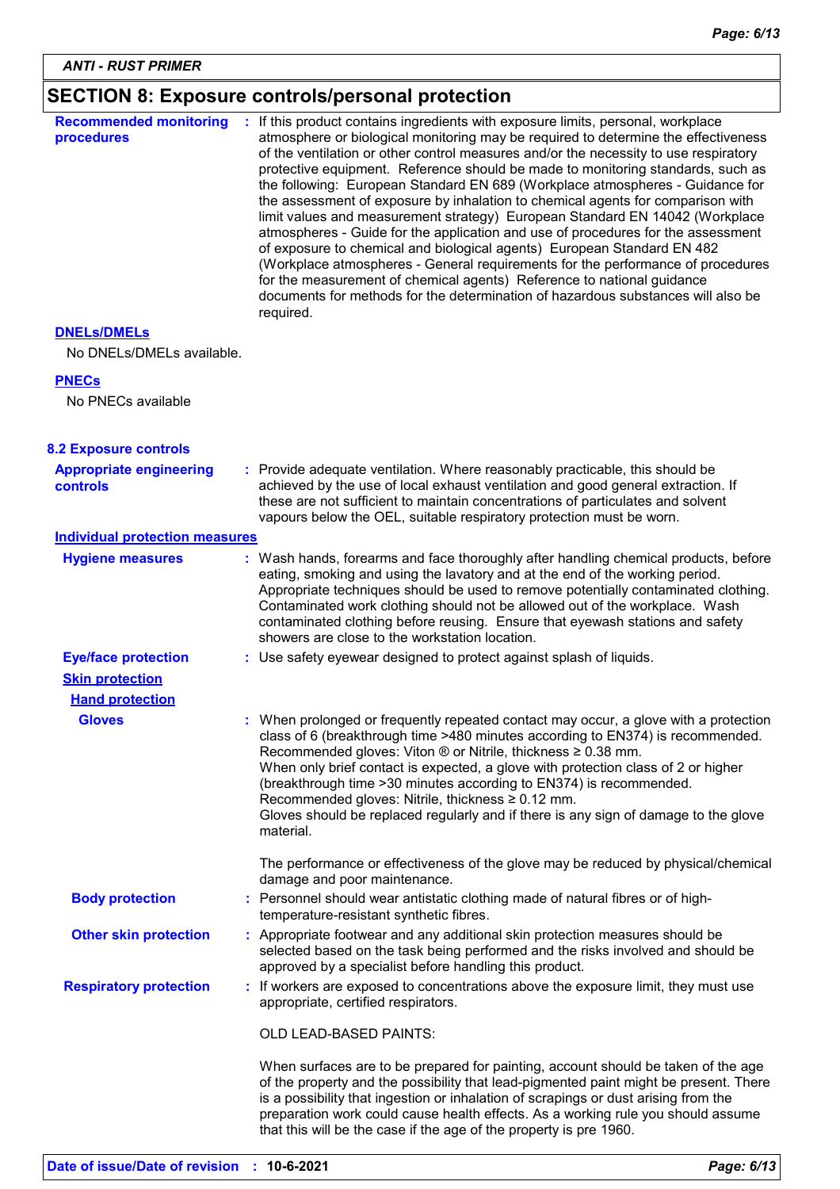## SECTION 8: Exposure controls/personal protection

**Recommended monitoring procedures** : If this product contains ingredients with exposure limits, personal, workplace atmosphere or biological monitoring may be required to determine the effectiveness of the ventilation or other control measures and/or the necessity to use respiratory protective equipment. Reference should be made to monitoring standards, such as the following: European Standard EN 689 (Workplace atmospheres - Guidance for the assessment of exposure by inhalation to chemical agents for comparison with limit values and measurement strategy) European Standard EN 14042 (Workplace atmospheres - Guide for the application and use of procedures for the assessment of exposure to chemical and biological agents) European Standard EN 482 (Workplace atmospheres - General requirements for the performance of procedures for the measurement of chemical agents) Reference to national guidance documents for methods for the determination of hazardous substances will also be required.

**DNELs/DMELs**

No DNELs/DMELs available.

**PNECs**

No PNECs available

### 8.2 Exposure controls

**Appropriate engineering controls** : Provide adequate ventilation. Where reasonably practicable, this should be achieved by the use of local exhaust ventilation and good general extraction. If these are not sufficient to maintain concentrations of particulates and solvent vapours below the OEL, suitable respiratory protection must be worn.

**Individual protection measures**

**Hygiene measures** : Wash hands, forearms and face thoroughly after handling chemical products, before eating, smoking and using the lavatory and at the end of the working period. Appropriate techniques should be used to remove potentially contaminated clothing. Contaminated work clothing should not be allowed out of the workplace. Wash contaminated clothing before reusing. Ensure that eyewash stations and safety showers are close to the workstation location.

**Eye/face protection** : Use safety eyewear designed to protect against splash of liquids.

**Skin protection**

**Hand protection**

**Gloves** : When prolonged or frequently repeated contact may occur, a glove with a protection class of 6 (breakthrough time >480 minutes according to EN374) is recommended. Recommended gloves: Viton ® or Nitrile, thickness ≥ 0.38 mm.
When only brief contact is expected, a glove with protection class of 2 or higher (breakthrough time >30 minutes according to EN374) is recommended. Recommended gloves: Nitrile, thickness ≥ 0.12 mm.
Gloves should be replaced regularly and if there is any sign of damage to the glove material.

The performance or effectiveness of the glove may be reduced by physical/chemical damage and poor maintenance.

**Body protection** : Personnel should wear antistatic clothing made of natural fibres or of high-temperature-resistant synthetic fibres.

**Other skin protection** : Appropriate footwear and any additional skin protection measures should be selected based on the task being performed and the risks involved and should be approved by a specialist before handling this product.

**Respiratory protection** : If workers are exposed to concentrations above the exposure limit, they must use appropriate, certified respirators.

OLD LEAD-BASED PAINTS:

When surfaces are to be prepared for painting, account should be taken of the age of the property and the possibility that lead-pigmented paint might be present. There is a possibility that ingestion or inhalation of scrapings or dust arising from the preparation work could cause health effects. As a working rule you should assume that this will be the case if the age of the property is pre 1960.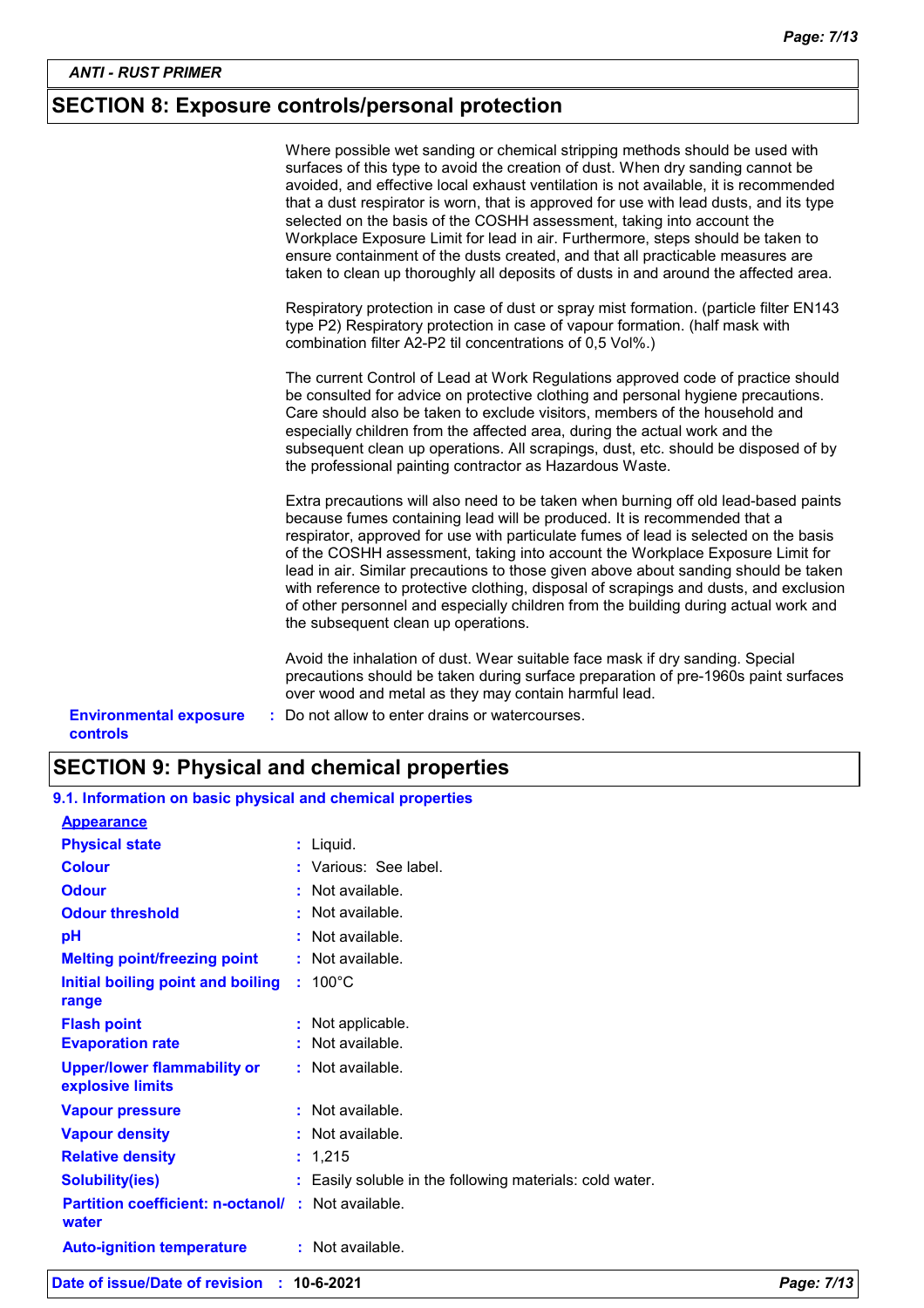## SECTION 8: Exposure controls/personal protection

Where possible wet sanding or chemical stripping methods should be used with surfaces of this type to avoid the creation of dust. When dry sanding cannot be avoided, and effective local exhaust ventilation is not available, it is recommended that a dust respirator is worn, that is approved for use with lead dusts, and its type selected on the basis of the COSHH assessment, taking into account the Workplace Exposure Limit for lead in air. Furthermore, steps should be taken to ensure containment of the dusts created, and that all practicable measures are taken to clean up thoroughly all deposits of dusts in and around the affected area.

Respiratory protection in case of dust or spray mist formation. (particle filter EN143 type P2) Respiratory protection in case of vapour formation. (half mask with combination filter A2-P2 til concentrations of 0,5 Vol%.)

The current Control of Lead at Work Regulations approved code of practice should be consulted for advice on protective clothing and personal hygiene precautions. Care should also be taken to exclude visitors, members of the household and especially children from the affected area, during the actual work and the subsequent clean up operations. All scrapings, dust, etc. should be disposed of by the professional painting contractor as Hazardous Waste.

Extra precautions will also need to be taken when burning off old lead-based paints because fumes containing lead will be produced. It is recommended that a respirator, approved for use with particulate fumes of lead is selected on the basis of the COSHH assessment, taking into account the Workplace Exposure Limit for lead in air. Similar precautions to those given above about sanding should be taken with reference to protective clothing, disposal of scrapings and dusts, and exclusion of other personnel and especially children from the building during actual work and the subsequent clean up operations.

Avoid the inhalation of dust. Wear suitable face mask if dry sanding. Special precautions should be taken during surface preparation of pre-1960s paint surfaces over wood and metal as they may contain harmful lead.

**Environmental exposure controls** : Do not allow to enter drains or watercourses.

## SECTION 9: Physical and chemical properties

### 9.1. Information on basic physical and chemical properties

**Appearance**

| Property | Value |
|---|---|
| **Physical state** | Liquid. |
| **Colour** | Various: See label. |
| **Odour** | Not available. |
| **Odour threshold** | Not available. |
| **pH** | Not available. |
| **Melting point/freezing point** | Not available. |
| **Initial boiling point and boiling range** | 100°C |
| **Flash point** | Not applicable. |
| **Evaporation rate** | Not available. |
| **Upper/lower flammability or explosive limits** | Not available. |
| **Vapour pressure** | Not available. |
| **Vapour density** | Not available. |
| **Relative density** | 1,215 |
| **Solubility(ies)** | Easily soluble in the following materials: cold water. |
| **Partition coefficient: n-octanol/ water** | Not available. |
| **Auto-ignition temperature** | Not available. |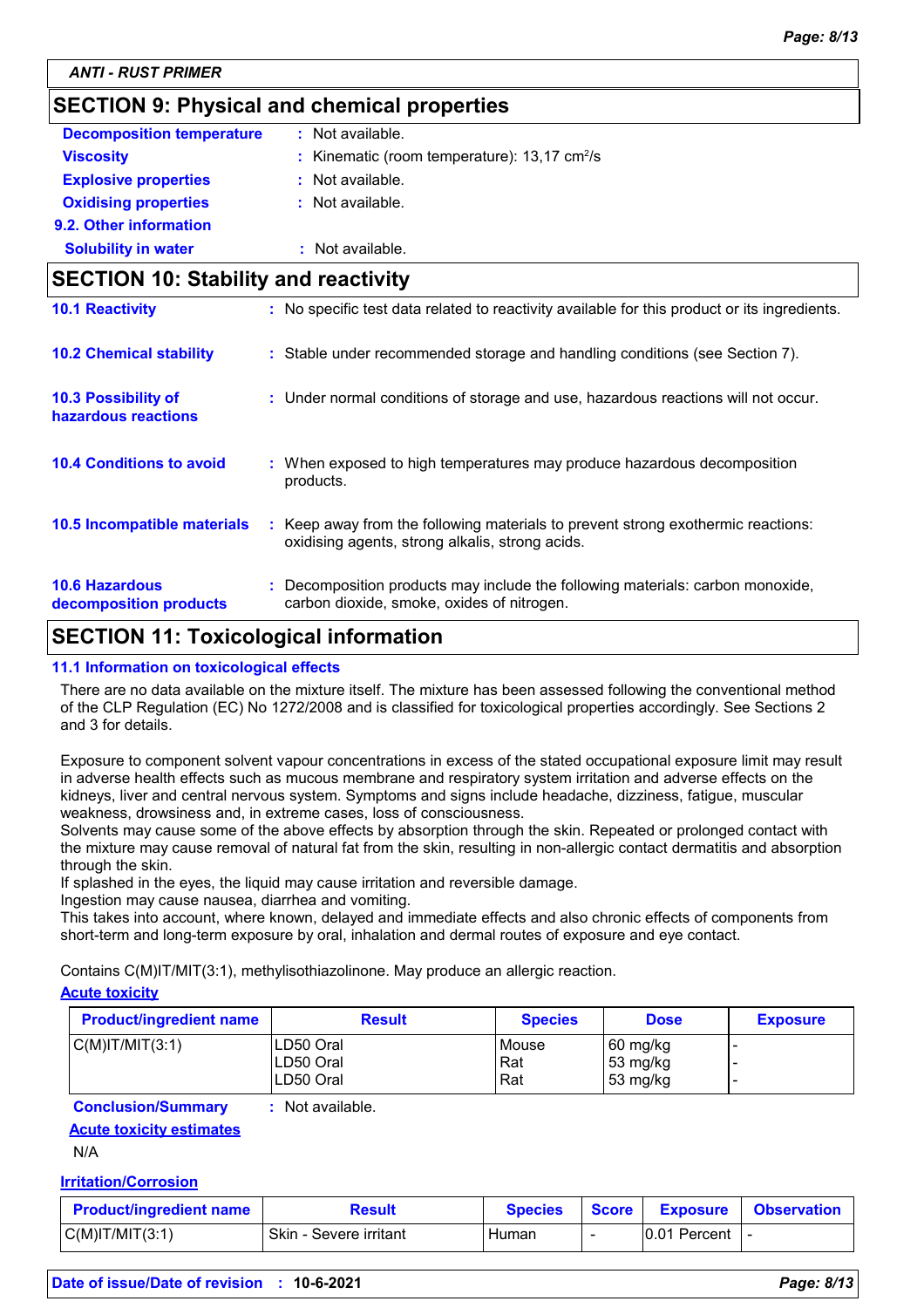## SECTION 9: Physical and chemical properties

**Decomposition temperature** : Not available.

**Viscosity** : Kinematic (room temperature): 13,17 $cm^2/s$

**Explosive properties** : Not available.

**Oxidising properties** : Not available.

**9.2. Other information**

**Solubility in water** : Not available.

## SECTION 10: Stability and reactivity

**10.1 Reactivity** : No specific test data related to reactivity available for this product or its ingredients.

**10.2 Chemical stability** : Stable under recommended storage and handling conditions (see Section 7).

**10.3 Possibility of hazardous reactions** : Under normal conditions of storage and use, hazardous reactions will not occur.

**10.4 Conditions to avoid** : When exposed to high temperatures may produce hazardous decomposition products.

**10.5 Incompatible materials** : Keep away from the following materials to prevent strong exothermic reactions: oxidising agents, strong alkalis, strong acids.

**10.6 Hazardous decomposition products** : Decomposition products may include the following materials: carbon monoxide, carbon dioxide, smoke, oxides of nitrogen.

## SECTION 11: Toxicological information

**11.1 Information on toxicological effects**

There are no data available on the mixture itself. The mixture has been assessed following the conventional method of the CLP Regulation (EC) No 1272/2008 and is classified for toxicological properties accordingly. See Sections 2 and 3 for details.

Exposure to component solvent vapour concentrations in excess of the stated occupational exposure limit may result in adverse health effects such as mucous membrane and respiratory system irritation and adverse effects on the kidneys, liver and central nervous system. Symptoms and signs include headache, dizziness, fatigue, muscular weakness, drowsiness and, in extreme cases, loss of consciousness.
Solvents may cause some of the above effects by absorption through the skin. Repeated or prolonged contact with the mixture may cause removal of natural fat from the skin, resulting in non-allergic contact dermatitis and absorption through the skin.
If splashed in the eyes, the liquid may cause irritation and reversible damage.
Ingestion may cause nausea, diarrhea and vomiting.
This takes into account, where known, delayed and immediate effects and also chronic effects of components from short-term and long-term exposure by oral, inhalation and dermal routes of exposure and eye contact.

Contains C(M)IT/MIT(3:1), methylisothiazolinone. May produce an allergic reaction.

**Acute toxicity**

| Product/ingredient name | Result | Species | Dose | Exposure |
|---|---|---|---|---|
| C(M)IT/MIT(3:1) | LD50 Oral<br>LD50 Oral<br>LD50 Oral | Mouse<br>Rat<br>Rat | 60 mg/kg<br>53 mg/kg<br>53 mg/kg | -<br>-<br>- |

**Conclusion/Summary** : Not available.

**Acute toxicity estimates**

N/A

**Irritation/Corrosion**

| Product/ingredient name | Result | Species | Score | Exposure | Observation |
|---|---|---|---|---|---|
| C(M)IT/MIT(3:1) | Skin - Severe irritant | Human | - | 0.01 Percent | - |

**Date of issue/Date of revision** : 10-6-2021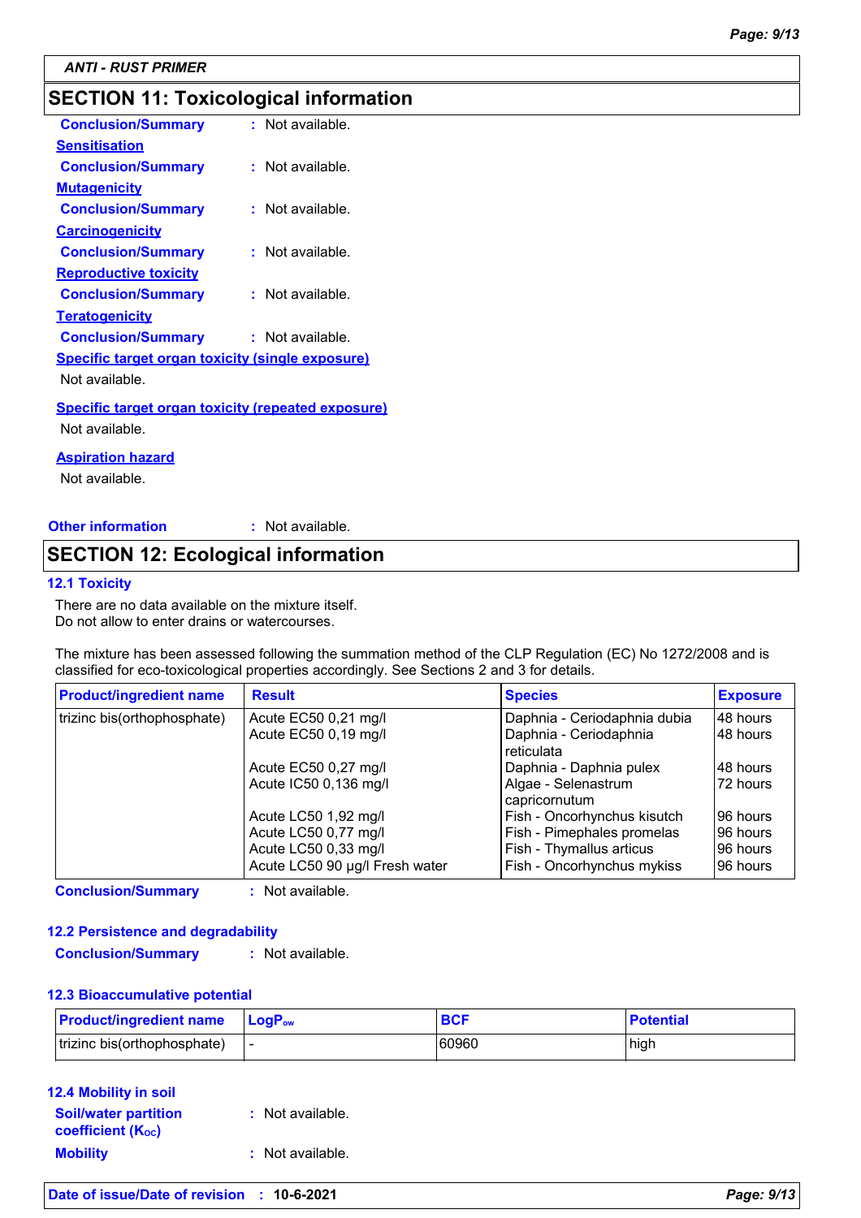**ANTI - RUST PRIMER**

## SECTION 11: Toxicological information

**Conclusion/Summary** : Not available.

**Sensitisation**

**Conclusion/Summary** : Not available.

**Mutagenicity**

**Conclusion/Summary** : Not available.

**Carcinogenicity**

**Conclusion/Summary** : Not available.

**Reproductive toxicity**

**Conclusion/Summary** : Not available.

**Teratogenicity**

**Conclusion/Summary** : Not available.

**Specific target organ toxicity (single exposure)**

Not available.

**Specific target organ toxicity (repeated exposure)**

Not available.

**Aspiration hazard**

Not available.

**Other information** : Not available.

## SECTION 12: Ecological information

### 12.1 Toxicity

There are no data available on the mixture itself.
Do not allow to enter drains or watercourses.

The mixture has been assessed following the summation method of the CLP Regulation (EC) No 1272/2008 and is classified for eco-toxicological properties accordingly. See Sections 2 and 3 for details.

| Product/ingredient name | Result | Species | Exposure |
|---|---|---|---|
| trizinc bis(orthophosphate) | Acute EC50 0,21 mg/l | Daphnia - Ceriodaphnia dubia | 48 hours |
| | Acute EC50 0,19 mg/l | Daphnia - Ceriodaphnia reticulata | 48 hours |
| | Acute EC50 0,27 mg/l | Daphnia - Daphnia pulex | 48 hours |
| | Acute IC50 0,136 mg/l | Algae - Selenastrum capricornutum | 72 hours |
| | Acute LC50 1,92 mg/l | Fish - Oncorhynchus kisutch | 96 hours |
| | Acute LC50 0,77 mg/l | Fish - Pimephales promelas | 96 hours |
| | Acute LC50 0,33 mg/l | Fish - Thymallus articus | 96 hours |
| | Acute LC50 90 µg/l Fresh water | Fish - Oncorhynchus mykiss | 96 hours |

**Conclusion/Summary** : Not available.

### 12.2 Persistence and degradability

**Conclusion/Summary** : Not available.

### 12.3 Bioaccumulative potential

| Product/ingredient name | $LogP_{ow}$ | BCF | Potential |
|---|---|---|---|
| trizinc bis(orthophosphate) | - | 60960 | high |

### 12.4 Mobility in soil

**Soil/water partition coefficient ($K_{OC}$)** : Not available.

**Mobility** : Not available.

**Date of issue/Date of revision** : **10-6-2021**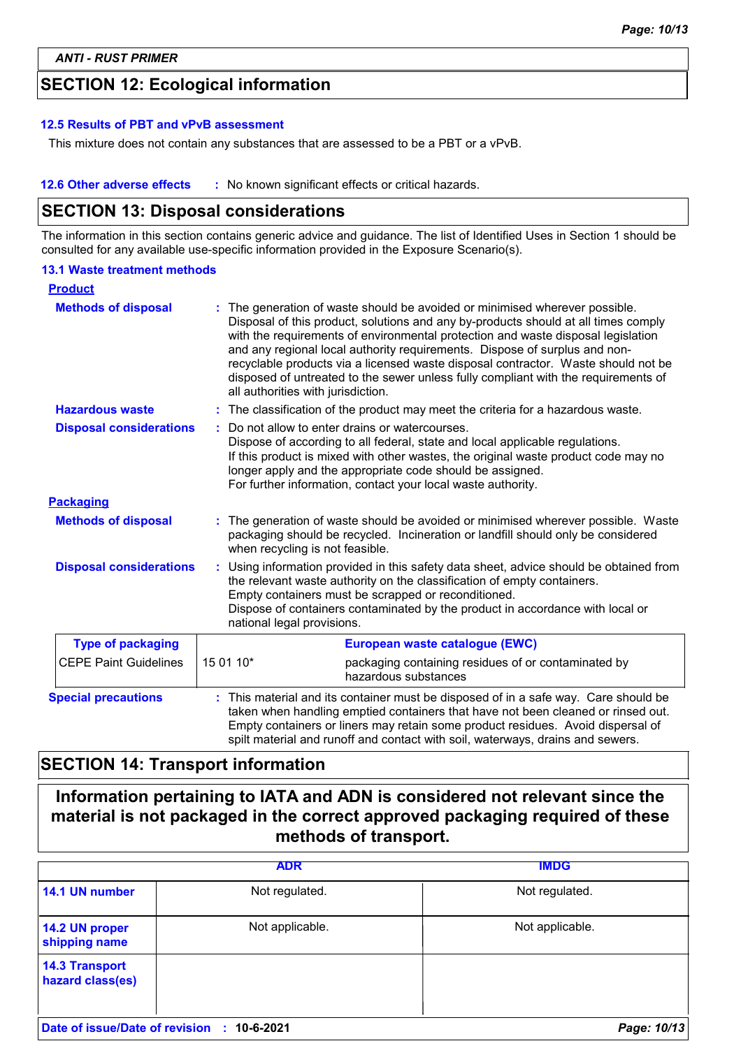## SECTION 12: Ecological information

### 12.5 Results of PBT and vPvB assessment

This mixture does not contain any substances that are assessed to be a PBT or a vPvB.

**12.6 Other adverse effects** : No known significant effects or critical hazards.

## SECTION 13: Disposal considerations

The information in this section contains generic advice and guidance. The list of Identified Uses in Section 1 should be consulted for any available use-specific information provided in the Exposure Scenario(s).

### 13.1 Waste treatment methods

**Product**

**Methods of disposal** : The generation of waste should be avoided or minimised wherever possible. Disposal of this product, solutions and any by-products should at all times comply with the requirements of environmental protection and waste disposal legislation and any regional local authority requirements. Dispose of surplus and non-recyclable products via a licensed waste disposal contractor. Waste should not be disposed of untreated to the sewer unless fully compliant with the requirements of all authorities with jurisdiction.

**Hazardous waste** : The classification of the product may meet the criteria for a hazardous waste.

**Disposal considerations** : Do not allow to enter drains or watercourses.
Dispose of according to all federal, state and local applicable regulations.
If this product is mixed with other wastes, the original waste product code may no longer apply and the appropriate code should be assigned.
For further information, contact your local waste authority.

**Packaging**

**Methods of disposal** : The generation of waste should be avoided or minimised wherever possible. Waste packaging should be recycled. Incineration or landfill should only be considered when recycling is not feasible.

**Disposal considerations** : Using information provided in this safety data sheet, advice should be obtained from the relevant waste authority on the classification of empty containers.
Empty containers must be scrapped or reconditioned.
Dispose of containers contaminated by the product in accordance with local or national legal provisions.

| Type of packaging | European waste catalogue (EWC) | |
|---|---|---|
| CEPE Paint Guidelines | 15 01 10* | packaging containing residues of or contaminated by hazardous substances |

**Special precautions** : This material and its container must be disposed of in a safe way. Care should be taken when handling emptied containers that have not been cleaned or rinsed out. Empty containers or liners may retain some product residues. Avoid dispersal of spilt material and runoff and contact with soil, waterways, drains and sewers.

## SECTION 14: Transport information

**Information pertaining to IATA and ADN is considered not relevant since the material is not packaged in the correct approved packaging required of these methods of transport.**

| | ADR | IMDG |
|---|---|---|
| **14.1 UN number** | Not regulated. | Not regulated. |
| **14.2 UN proper shipping name** | Not applicable. | Not applicable. |
| **14.3 Transport hazard class(es)** | | |

**Date of issue/Date of revision** : 10-6-2021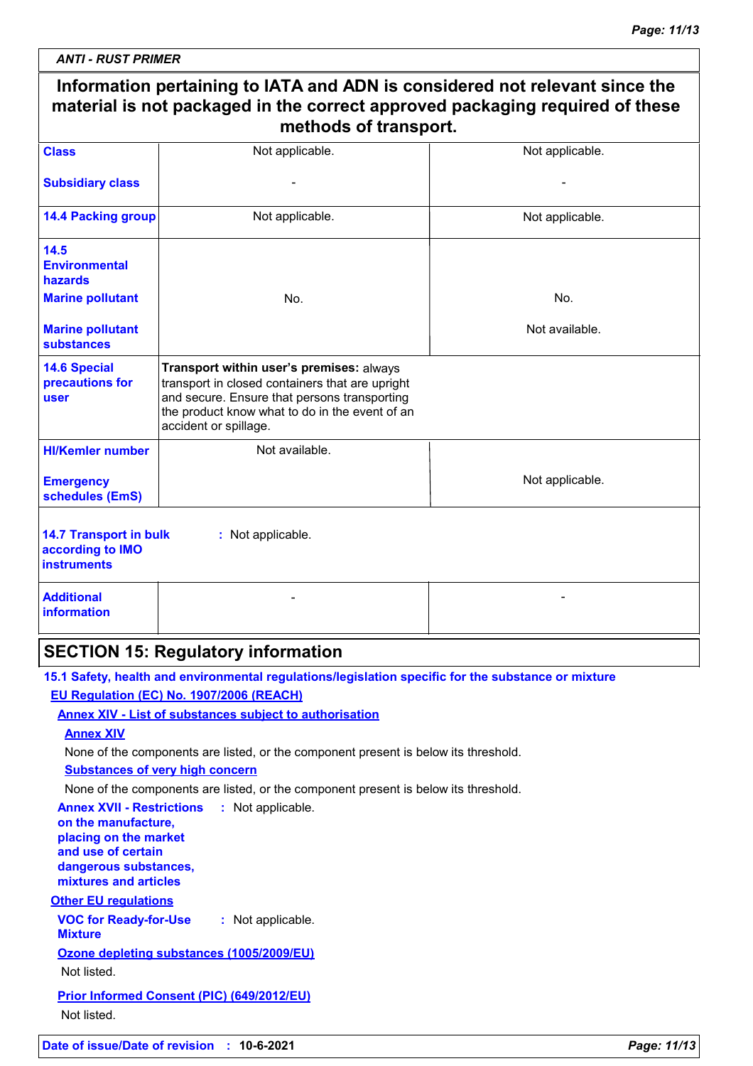ANTI - RUST PRIMER

**Information pertaining to IATA and ADN is considered not relevant since the material is not packaged in the correct approved packaging required of these methods of transport.**

| | | |
|---|---|---|
| **Class** | Not applicable. | Not applicable. |
| **Subsidiary class** | - | - |
| **14.4 Packing group** | Not applicable. | Not applicable. |
| **14.5 Environmental hazards** | | |
| **Marine pollutant** | No. | No. |
| **Marine pollutant substances** | | Not available. |
| **14.6 Special precautions for user** | **Transport within user's premises:** always transport in closed containers that are upright and secure. Ensure that persons transporting the product know what to do in the event of an accident or spillage. | |
| **HI/Kemler number** | Not available. | |
| **Emergency schedules (EmS)** | | Not applicable. |
| **14.7 Transport in bulk according to IMO instruments** | : Not applicable. | |
| **Additional information** | - | - |

## SECTION 15: Regulatory information

**15.1 Safety, health and environmental regulations/legislation specific for the substance or mixture**

**EU Regulation (EC) No. 1907/2006 (REACH)**

**Annex XIV - List of substances subject to authorisation**

**Annex XIV**

None of the components are listed, or the component present is below its threshold.

**Substances of very high concern**

None of the components are listed, or the component present is below its threshold.

**Annex XVII - Restrictions on the manufacture, placing on the market and use of certain dangerous substances, mixtures and articles** : Not applicable.

**Other EU regulations**

**VOC for Ready-for-Use Mixture** : Not applicable.

**Ozone depleting substances (1005/2009/EU)**

Not listed.

**Prior Informed Consent (PIC) (649/2012/EU)**

Not listed.

**Date of issue/Date of revision** : **10-6-2021**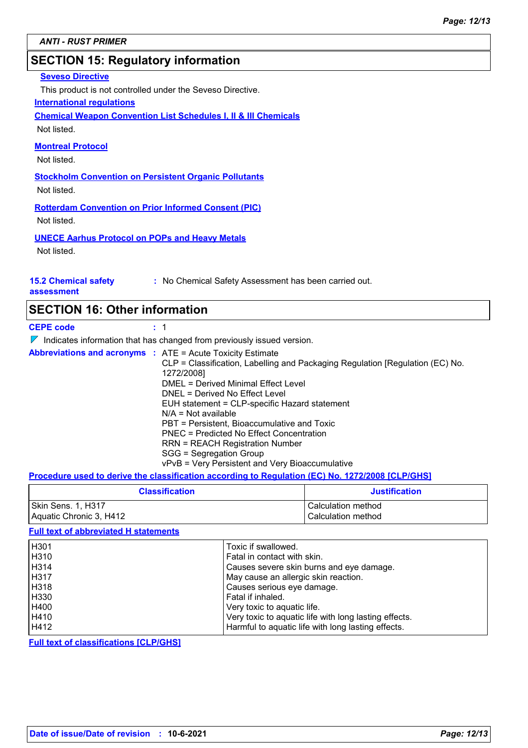## SECTION 15: Regulatory information

**Seveso Directive**

This product is not controlled under the Seveso Directive.

**International regulations**

**Chemical Weapon Convention List Schedules I, II & III Chemicals**

Not listed.

**Montreal Protocol**

Not listed.

**Stockholm Convention on Persistent Organic Pollutants**

Not listed.

**Rotterdam Convention on Prior Informed Consent (PIC)**

Not listed.

**UNECE Aarhus Protocol on POPs and Heavy Metals**

Not listed.

**15.2 Chemical safety assessment** : No Chemical Safety Assessment has been carried out.

## SECTION 16: Other information

**CEPE code** : 1

◤ Indicates information that has changed from previously issued version.

**Abbreviations and acronyms** :
ATE = Acute Toxicity Estimate
CLP = Classification, Labelling and Packaging Regulation [Regulation (EC) No. 1272/2008]
DMEL = Derived Minimal Effect Level
DNEL = Derived No Effect Level
EUH statement = CLP-specific Hazard statement
N/A = Not available
PBT = Persistent, Bioaccumulative and Toxic
PNEC = Predicted No Effect Concentration
RRN = REACH Registration Number
SGG = Segregation Group
vPvB = Very Persistent and Very Bioaccumulative

**Procedure used to derive the classification according to Regulation (EC) No. 1272/2008 [CLP/GHS]**

| Classification | Justification |
|---|---|
| Skin Sens. 1, H317 | Calculation method |
| Aquatic Chronic 3, H412 | Calculation method |

**Full text of abbreviated H statements**

| | |
|---|---|
| H301 | Toxic if swallowed. |
| H310 | Fatal in contact with skin. |
| H314 | Causes severe skin burns and eye damage. |
| H317 | May cause an allergic skin reaction. |
| H318 | Causes serious eye damage. |
| H330 | Fatal if inhaled. |
| H400 | Very toxic to aquatic life. |
| H410 | Very toxic to aquatic life with long lasting effects. |
| H412 | Harmful to aquatic life with long lasting effects. |

**Full text of classifications [CLP/GHS]**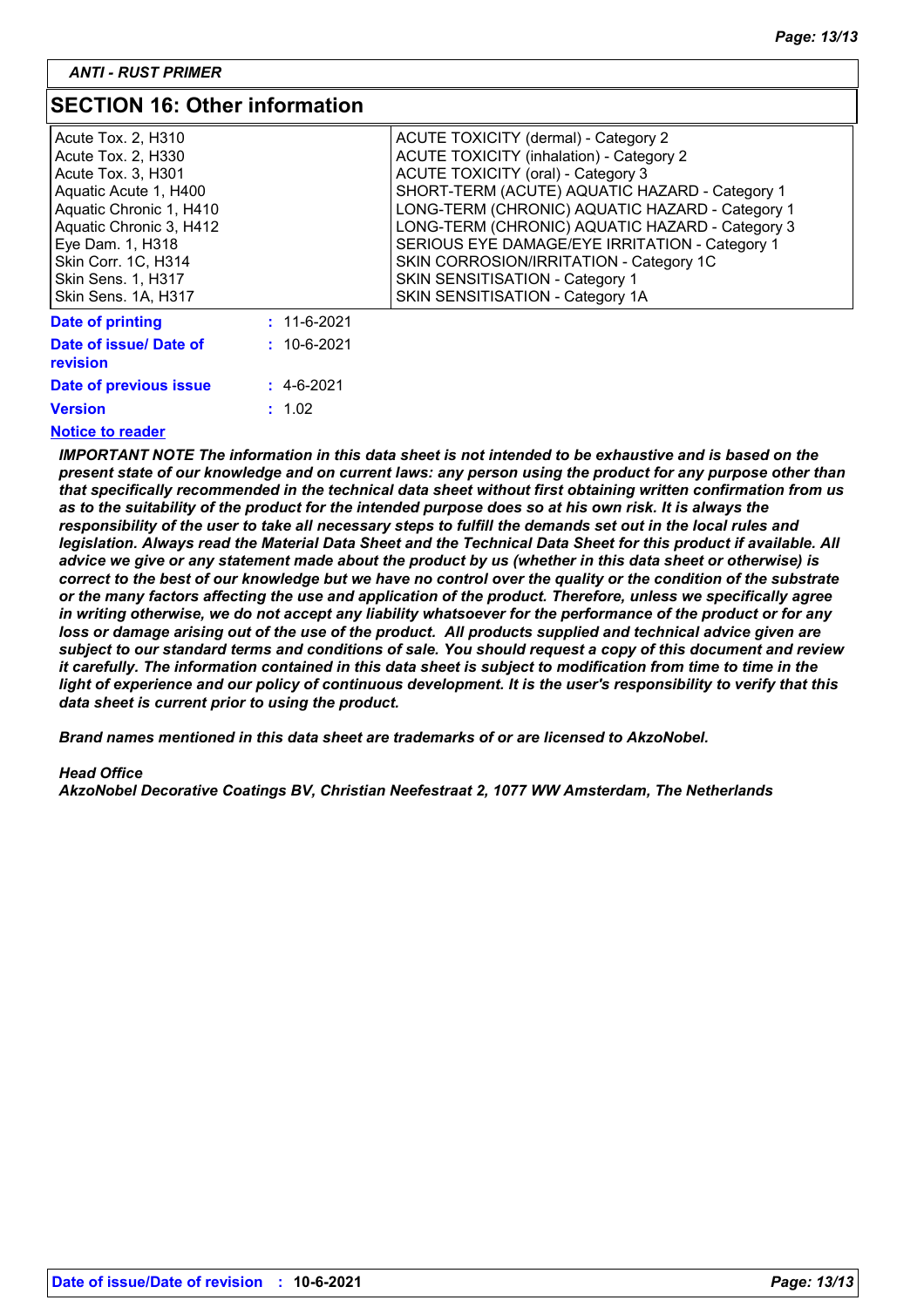## SECTION 16: Other information

| | |
|---|---|
| Acute Tox. 2, H310 | ACUTE TOXICITY (dermal) - Category 2 |
| Acute Tox. 2, H330 | ACUTE TOXICITY (inhalation) - Category 2 |
| Acute Tox. 3, H301 | ACUTE TOXICITY (oral) - Category 3 |
| Aquatic Acute 1, H400 | SHORT-TERM (ACUTE) AQUATIC HAZARD - Category 1 |
| Aquatic Chronic 1, H410 | LONG-TERM (CHRONIC) AQUATIC HAZARD - Category 1 |
| Aquatic Chronic 3, H412 | LONG-TERM (CHRONIC) AQUATIC HAZARD - Category 3 |
| Eye Dam. 1, H318 | SERIOUS EYE DAMAGE/EYE IRRITATION - Category 1 |
| Skin Corr. 1C, H314 | SKIN CORROSION/IRRITATION - Category 1C |
| Skin Sens. 1, H317 | SKIN SENSITISATION - Category 1 |
| Skin Sens. 1A, H317 | SKIN SENSITISATION - Category 1A |

**Date of printing** : 11-6-2021

**Date of issue/ Date of revision** : 10-6-2021

**Date of previous issue** : 4-6-2021

**Version** : 1.02

**Notice to reader**

***IMPORTANT NOTE The information in this data sheet is not intended to be exhaustive and is based on the present state of our knowledge and on current laws: any person using the product for any purpose other than that specifically recommended in the technical data sheet without first obtaining written confirmation from us as to the suitability of the product for the intended purpose does so at his own risk. It is always the responsibility of the user to take all necessary steps to fulfill the demands set out in the local rules and legislation. Always read the Material Data Sheet and the Technical Data Sheet for this product if available. All advice we give or any statement made about the product by us (whether in this data sheet or otherwise) is correct to the best of our knowledge but we have no control over the quality or the condition of the substrate or the many factors affecting the use and application of the product. Therefore, unless we specifically agree in writing otherwise, we do not accept any liability whatsoever for the performance of the product or for any loss or damage arising out of the use of the product. All products supplied and technical advice given are subject to our standard terms and conditions of sale. You should request a copy of this document and review it carefully. The information contained in this data sheet is subject to modification from time to time in the light of experience and our policy of continuous development. It is the user's responsibility to verify that this data sheet is current prior to using the product.***

***Brand names mentioned in this data sheet are trademarks of or are licensed to AkzoNobel.***

***Head Office***
***AkzoNobel Decorative Coatings BV, Christian Neefestraat 2, 1077 WW Amsterdam, The Netherlands***